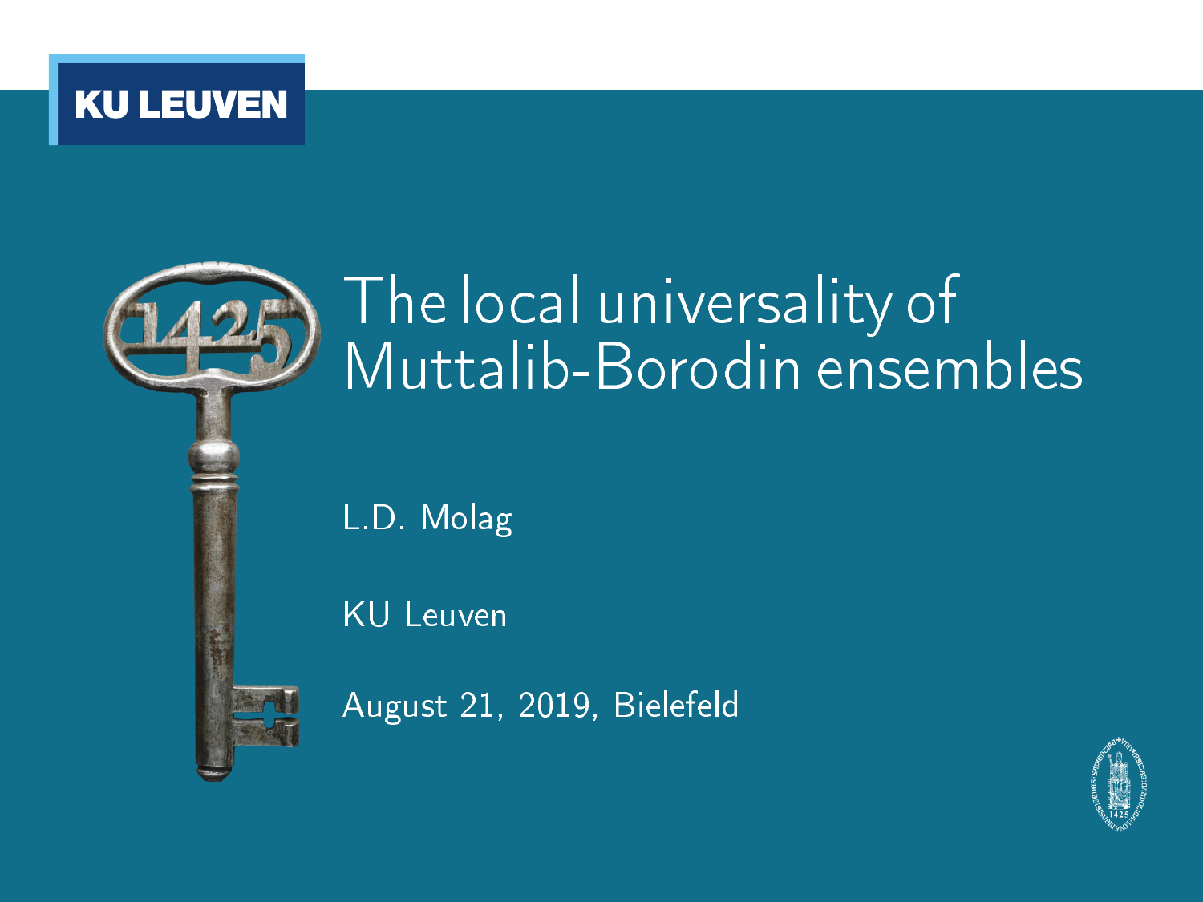# The local universality of Muttalib-Borodin ensembles

L.D. Molag

KU Leuven

August 21, 2019, Bielefeld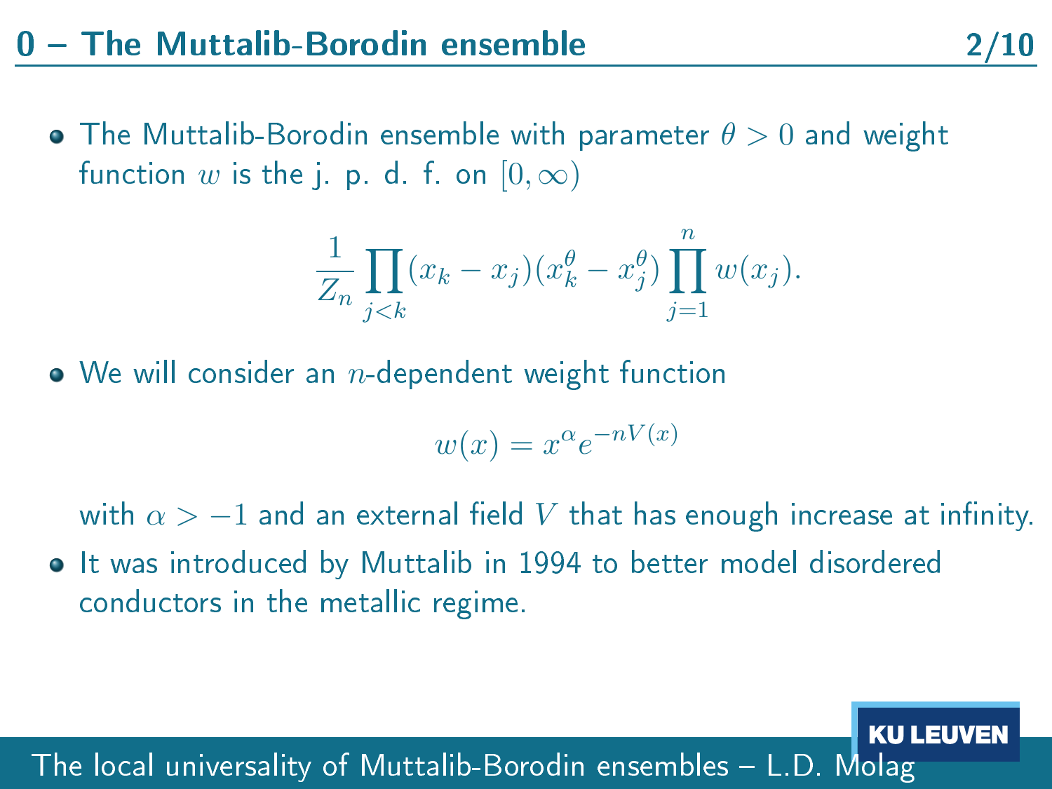# 0 – The Muttalib-Borodin ensemble

- The Muttalib-Borodin ensemble with parameter $\theta > 0$ and weight function $w$ is the j. p. d. f. on $[0, \infty)$

$$\frac{1}{Z_n} \prod_{j<k} (x_k - x_j)(x_k^\theta - x_j^\theta) \prod_{j=1}^{n} w(x_j).$$

- We will consider an $n$-dependent weight function

$$w(x) = x^\alpha e^{-nV(x)}$$

  with $\alpha > -1$ and an external field $V$ that has enough increase at infinity.

- It was introduced by Muttalib in 1994 to better model disordered conductors in the metallic regime.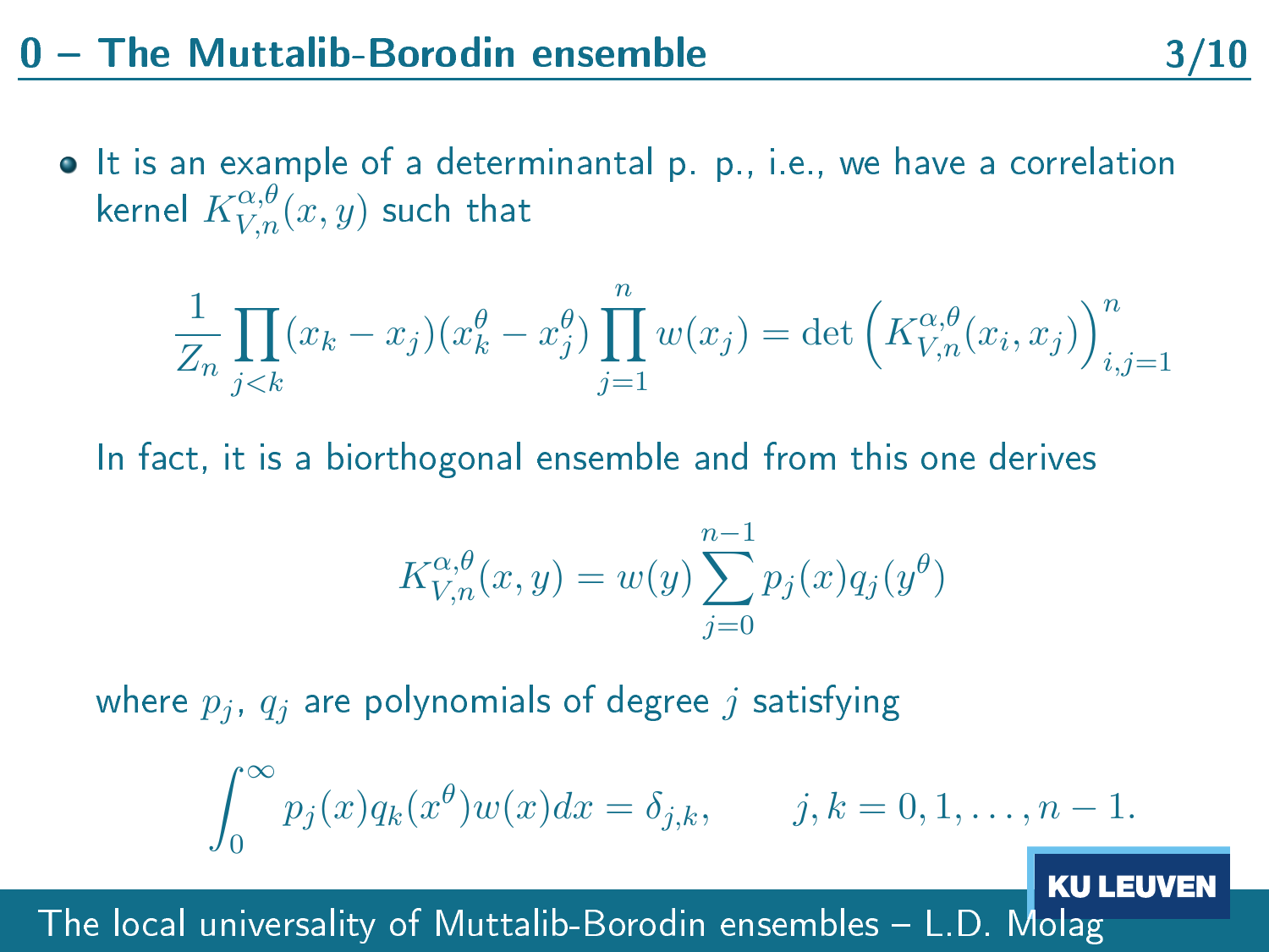# 0 – The Muttalib-Borodin ensemble

- It is an example of a determinantal p. p., i.e., we have a correlation kernel $K_{V,n}^{\alpha,\theta}(x,y)$ such that

$$\frac{1}{Z_n}\prod_{j<k}(x_k - x_j)(x_k^\theta - x_j^\theta)\prod_{j=1}^{n} w(x_j) = \det\left(K_{V,n}^{\alpha,\theta}(x_i,x_j)\right)_{i,j=1}^{n}$$

  In fact, it is a biorthogonal ensemble and from this one derives

$$K_{V,n}^{\alpha,\theta}(x,y) = w(y)\sum_{j=0}^{n-1} p_j(x) q_j(y^\theta)$$

  where $p_j$, $q_j$ are polynomials of degree $j$ satisfying

$$\int_0^\infty p_j(x) q_k(x^\theta) w(x) dx = \delta_{j,k}, \qquad j,k = 0,1,\ldots,n-1.$$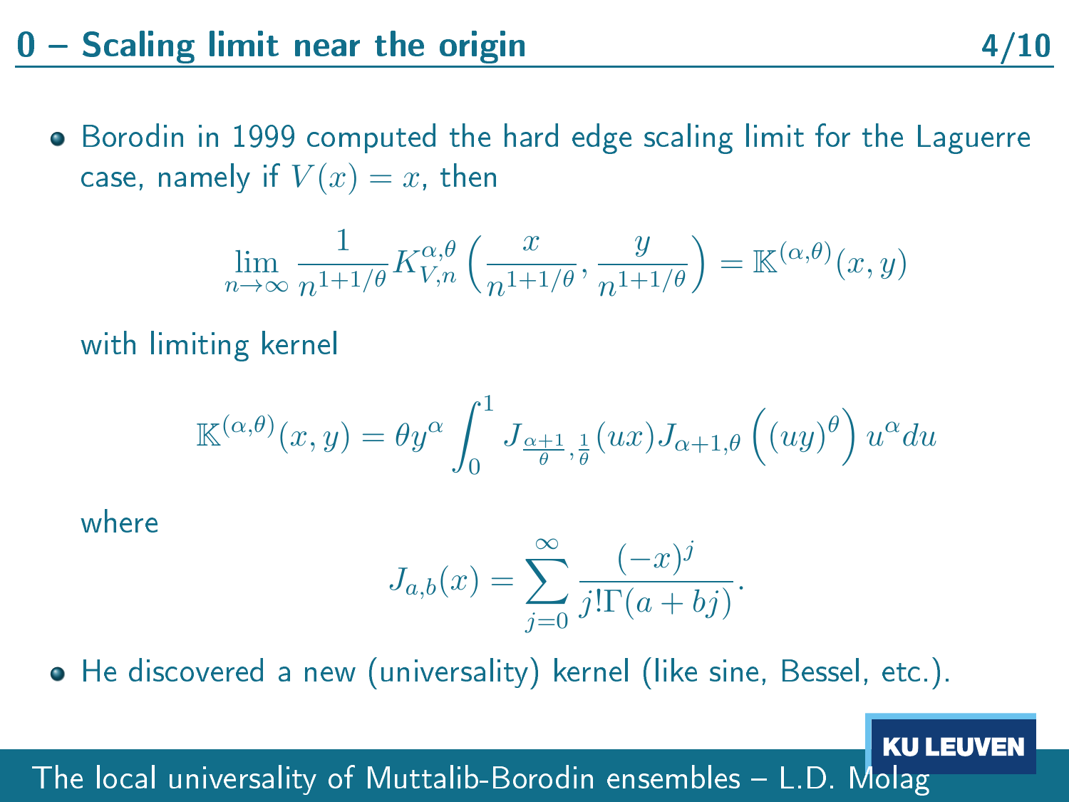# 0 – Scaling limit near the origin

- Borodin in 1999 computed the hard edge scaling limit for the Laguerre case, namely if $V(x) = x$, then

$$\lim_{n\to\infty} \frac{1}{n^{1+1/\theta}} K_{V,n}^{\alpha,\theta}\left(\frac{x}{n^{1+1/\theta}}, \frac{y}{n^{1+1/\theta}}\right) = \mathbb{K}^{(\alpha,\theta)}(x,y)$$

with limiting kernel

$$\mathbb{K}^{(\alpha,\theta)}(x,y) = \theta y^\alpha \int_0^1 J_{\frac{\alpha+1}{\theta},\frac{1}{\theta}}(ux) J_{\alpha+1,\theta}\left((uy)^\theta\right) u^\alpha du$$

where

$$J_{a,b}(x) = \sum_{j=0}^{\infty} \frac{(-x)^j}{j!\Gamma(a+bj)}.$$

- He discovered a new (universality) kernel (like sine, Bessel, etc.).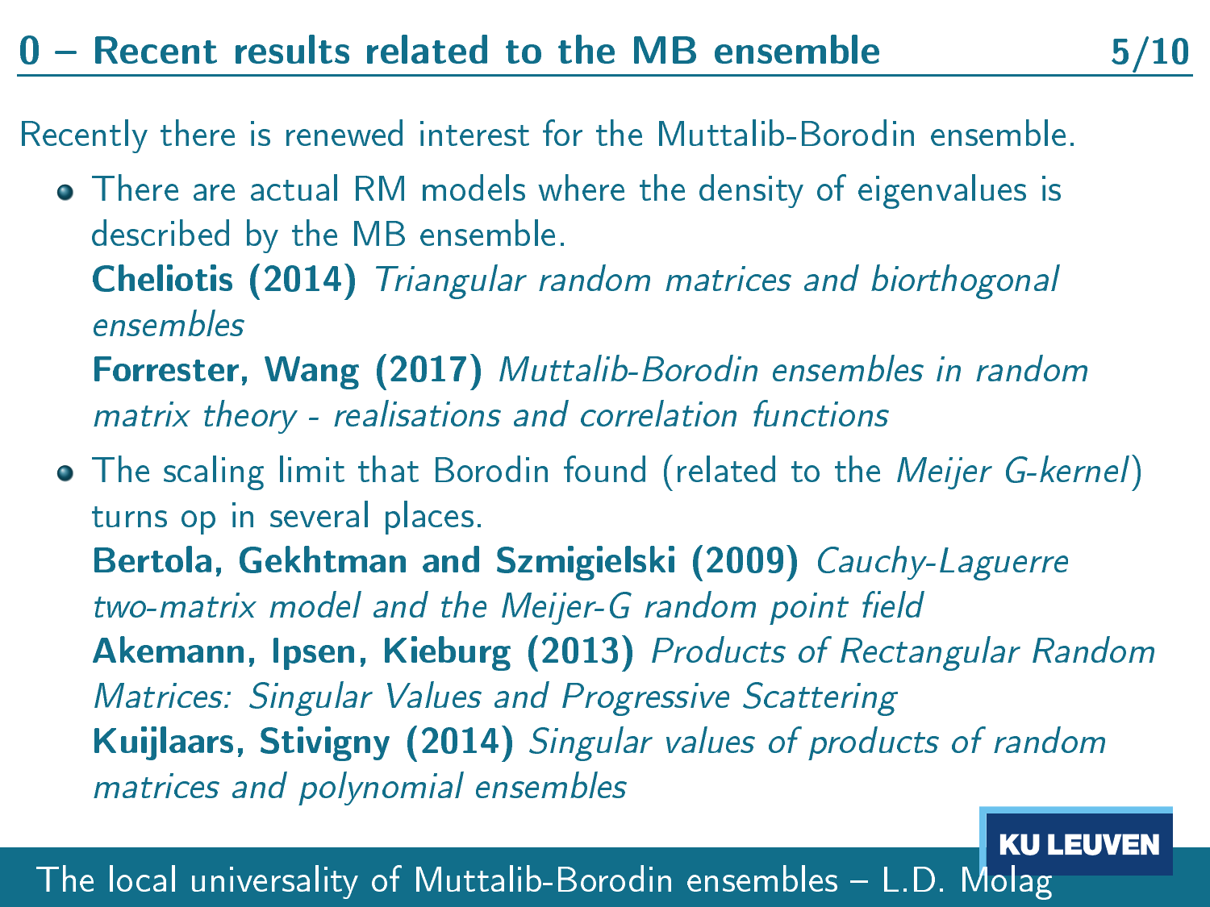# 0 – Recent results related to the MB ensemble

Recently there is renewed interest for the Muttalib-Borodin ensemble.

- There are actual RM models where the density of eigenvalues is described by the MB ensemble.
  **Cheliotis (2014)** *Triangular random matrices and biorthogonal ensembles*
  **Forrester, Wang (2017)** *Muttalib-Borodin ensembles in random matrix theory - realisations and correlation functions*
- The scaling limit that Borodin found (related to the *Meijer G-kernel*) turns op in several places.
  **Bertola, Gekhtman and Szmigielski (2009)** *Cauchy-Laguerre two-matrix model and the Meijer-G random point field*
  **Akemann, Ipsen, Kieburg (2013)** *Products of Rectangular Random Matrices: Singular Values and Progressive Scattering*
  **Kuijlaars, Stivigny (2014)** *Singular values of products of random matrices and polynomial ensembles*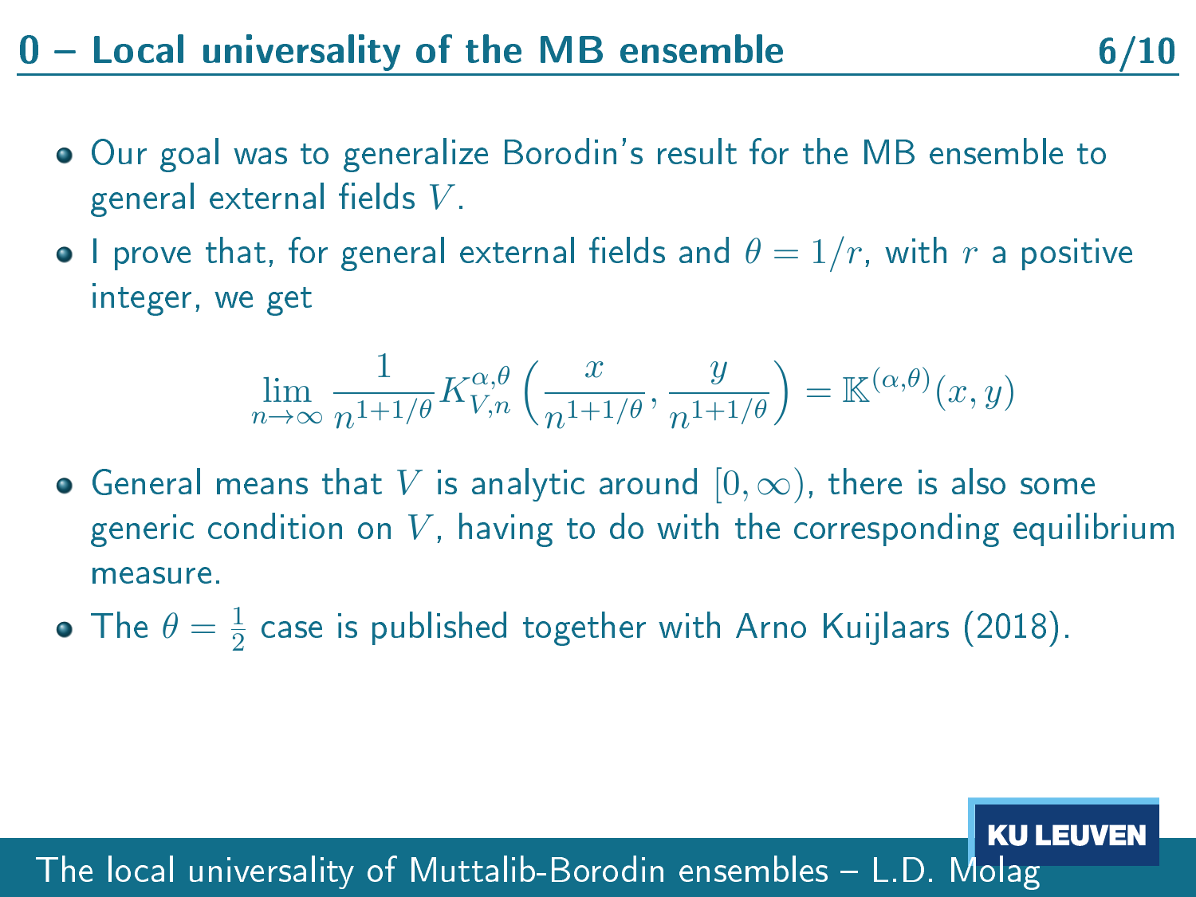## 0 – Local universality of the MB ensemble

- Our goal was to generalize Borodin's result for the MB ensemble to general external fields $V$.
- I prove that, for general external fields and $\theta = 1/r$, with $r$ a positive integer, we get

$$\lim_{n\to\infty} \frac{1}{n^{1+1/\theta}} K_{V,n}^{\alpha,\theta}\left(\frac{x}{n^{1+1/\theta}}, \frac{y}{n^{1+1/\theta}}\right) = \mathbb{K}^{(\alpha,\theta)}(x,y)$$

- General means that $V$ is analytic around $[0,\infty)$, there is also some generic condition on $V$, having to do with the corresponding equilibrium measure.
- The $\theta = \frac{1}{2}$ case is published together with Arno Kuijlaars (2018).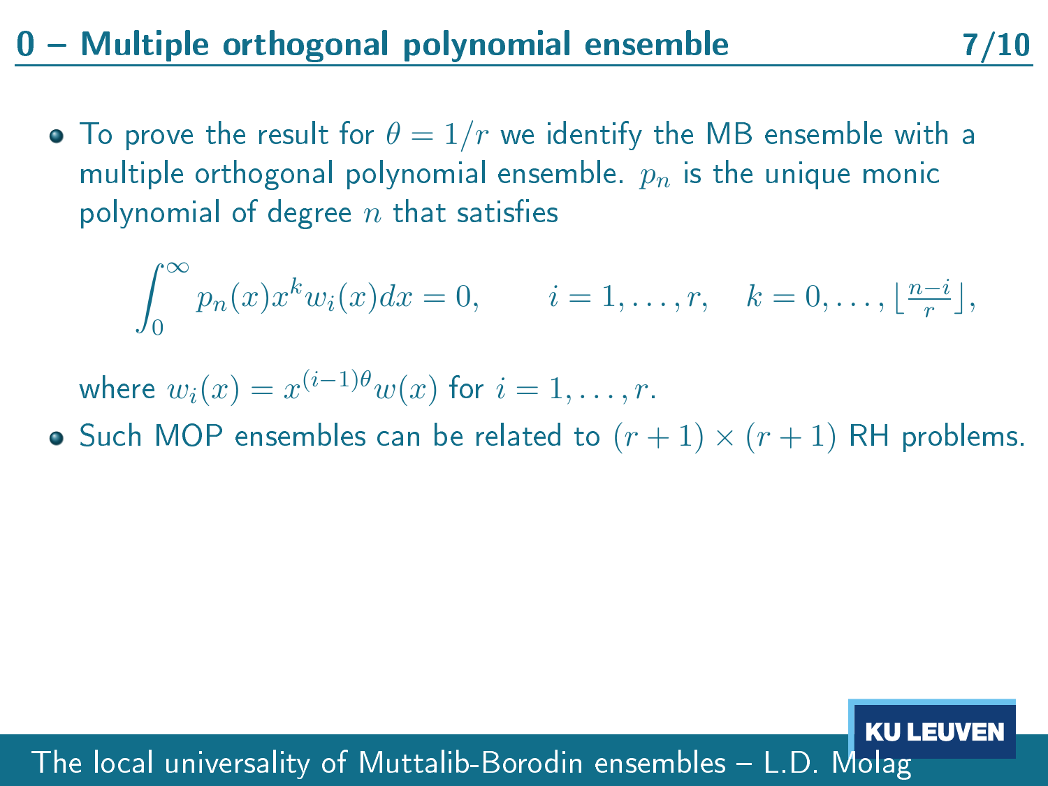# 0 – Multiple orthogonal polynomial ensemble

- To prove the result for $\theta = 1/r$ we identify the MB ensemble with a multiple orthogonal polynomial ensemble. $p_n$ is the unique monic polynomial of degree $n$ that satisfies

$$\int_0^\infty p_n(x) x^k w_i(x) dx = 0, \qquad i = 1, \ldots, r, \quad k = 0, \ldots, \lfloor \tfrac{n-i}{r} \rfloor,$$

  where $w_i(x) = x^{(i-1)\theta} w(x)$ for $i = 1, \ldots, r$.
- Such MOP ensembles can be related to $(r+1) \times (r+1)$ RH problems.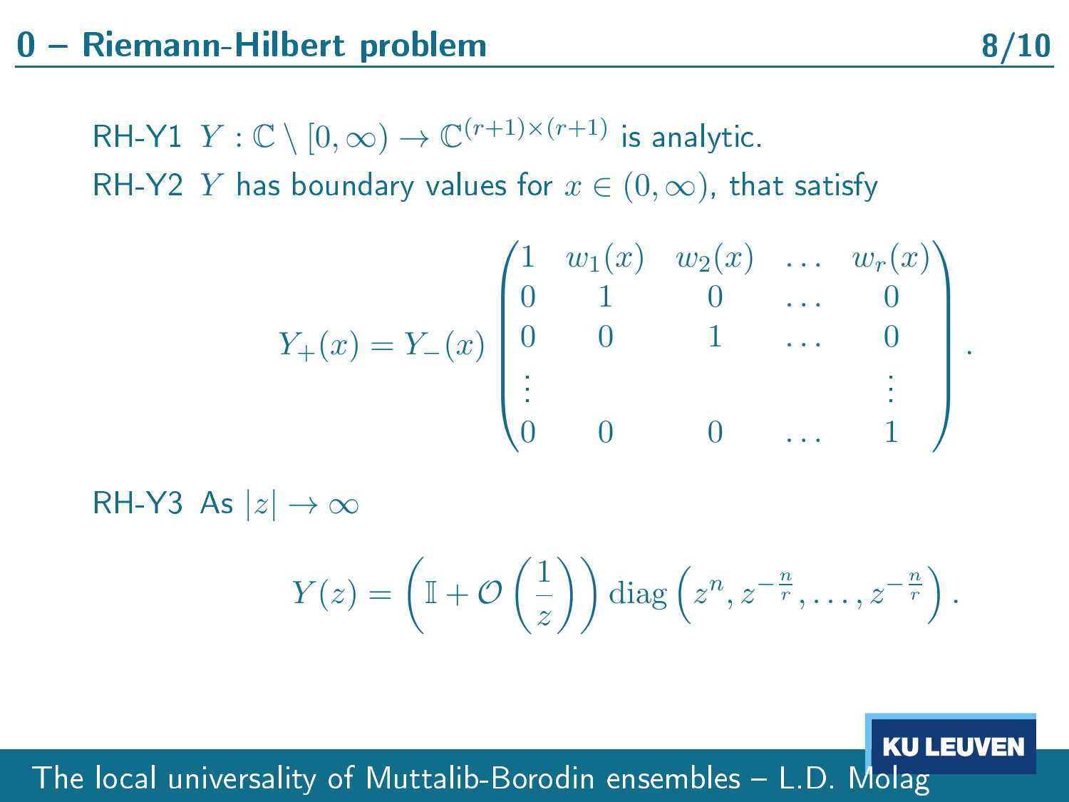## 0 – Riemann-Hilbert problem

RH-Y1 $Y : \mathbb{C} \setminus [0, \infty) \to \mathbb{C}^{(r+1)\times(r+1)}$ is analytic.

RH-Y2 $Y$ has boundary values for $x \in (0, \infty)$, that satisfy

$$Y_+(x) = Y_-(x) \begin{pmatrix} 1 & w_1(x) & w_2(x) & \dots & w_r(x) \\ 0 & 1 & 0 & \dots & 0 \\ 0 & 0 & 1 & \dots & 0 \\ \vdots & & & & \vdots \\ 0 & 0 & 0 & \dots & 1 \end{pmatrix}.$$

RH-Y3 As $|z| \to \infty$

$$Y(z) = \left(\mathbb{I} + \mathcal{O}\left(\frac{1}{z}\right)\right) \operatorname{diag}\left(z^n, z^{-\frac{n}{r}}, \dots, z^{-\frac{n}{r}}\right).$$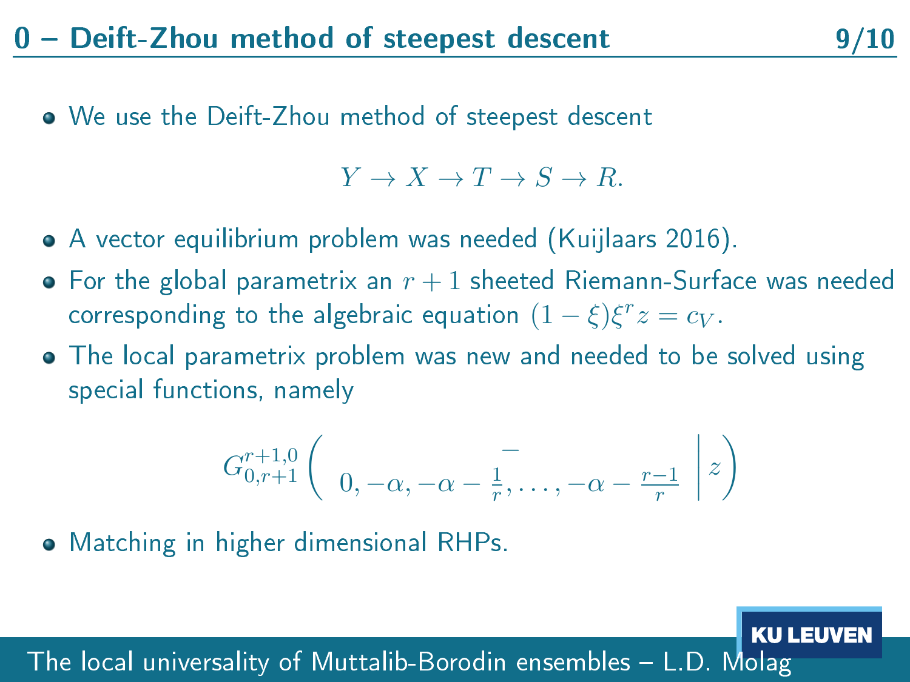# 0 – Deift-Zhou method of steepest descent

- We use the Deift-Zhou method of steepest descent

$$Y \to X \to T \to S \to R.$$

- A vector equilibrium problem was needed (Kuijlaars 2016).
- For the global parametrix an $r+1$ sheeted Riemann-Surface was needed corresponding to the algebraic equation $(1-\xi)\xi^r z = c_V$.
- The local parametrix problem was new and needed to be solved using special functions, namely

$$G^{r+1,0}_{0,r+1}\left( \begin{array}{c} - \\ 0, -\alpha, -\alpha - \frac{1}{r}, \ldots, -\alpha - \frac{r-1}{r} \end{array} \middle| \, z \right)$$

- Matching in higher dimensional RHPs.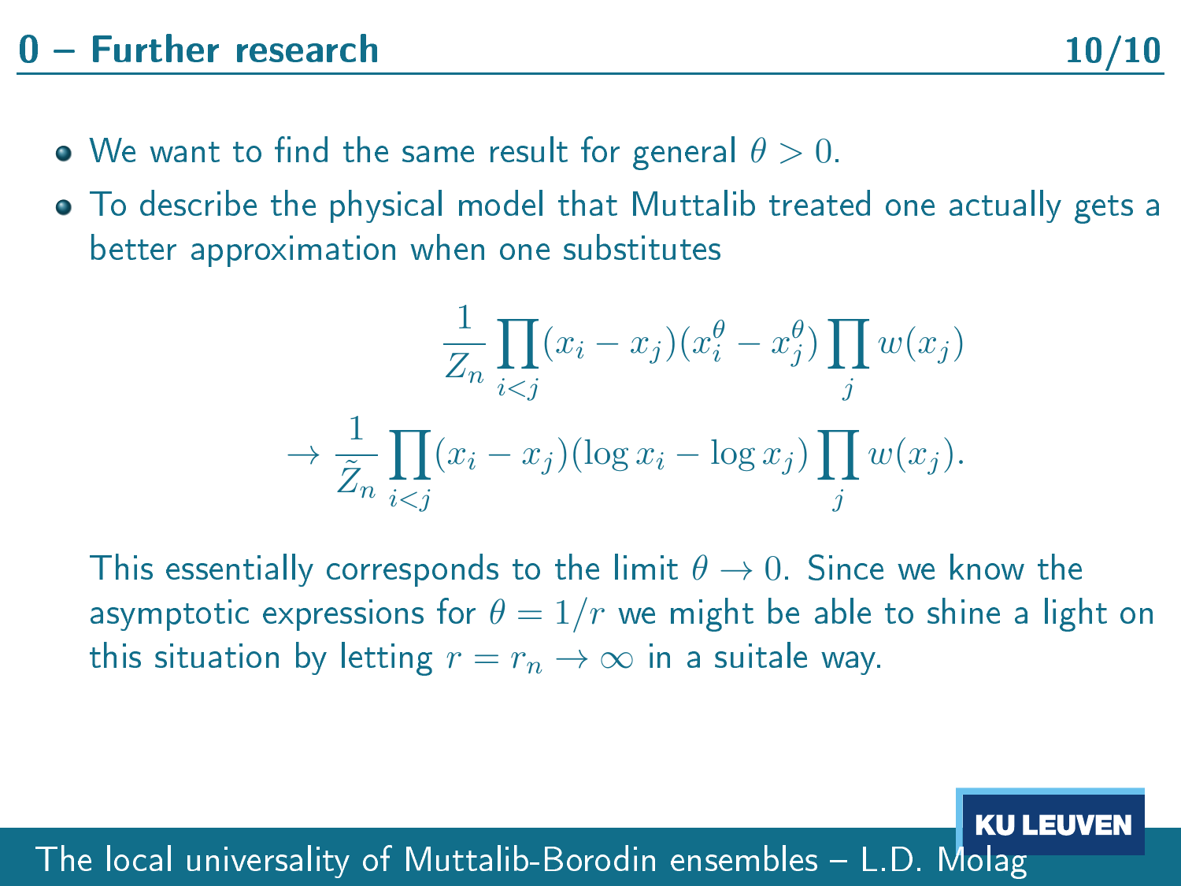# 0 – Further research

- We want to find the same result for general $\theta > 0$.
- To describe the physical model that Muttalib treated one actually gets a better approximation when one substitutes

$$
\frac{1}{Z_n} \prod_{i<j} (x_i - x_j)(x_i^\theta - x_j^\theta) \prod_j w(x_j)
$$

$$
\to \frac{1}{\tilde{Z}_n} \prod_{i<j} (x_i - x_j)(\log x_i - \log x_j) \prod_j w(x_j).
$$

  This essentially corresponds to the limit $\theta \to 0$. Since we know the asymptotic expressions for $\theta = 1/r$ we might be able to shine a light on this situation by letting $r = r_n \to \infty$ in a suitale way.